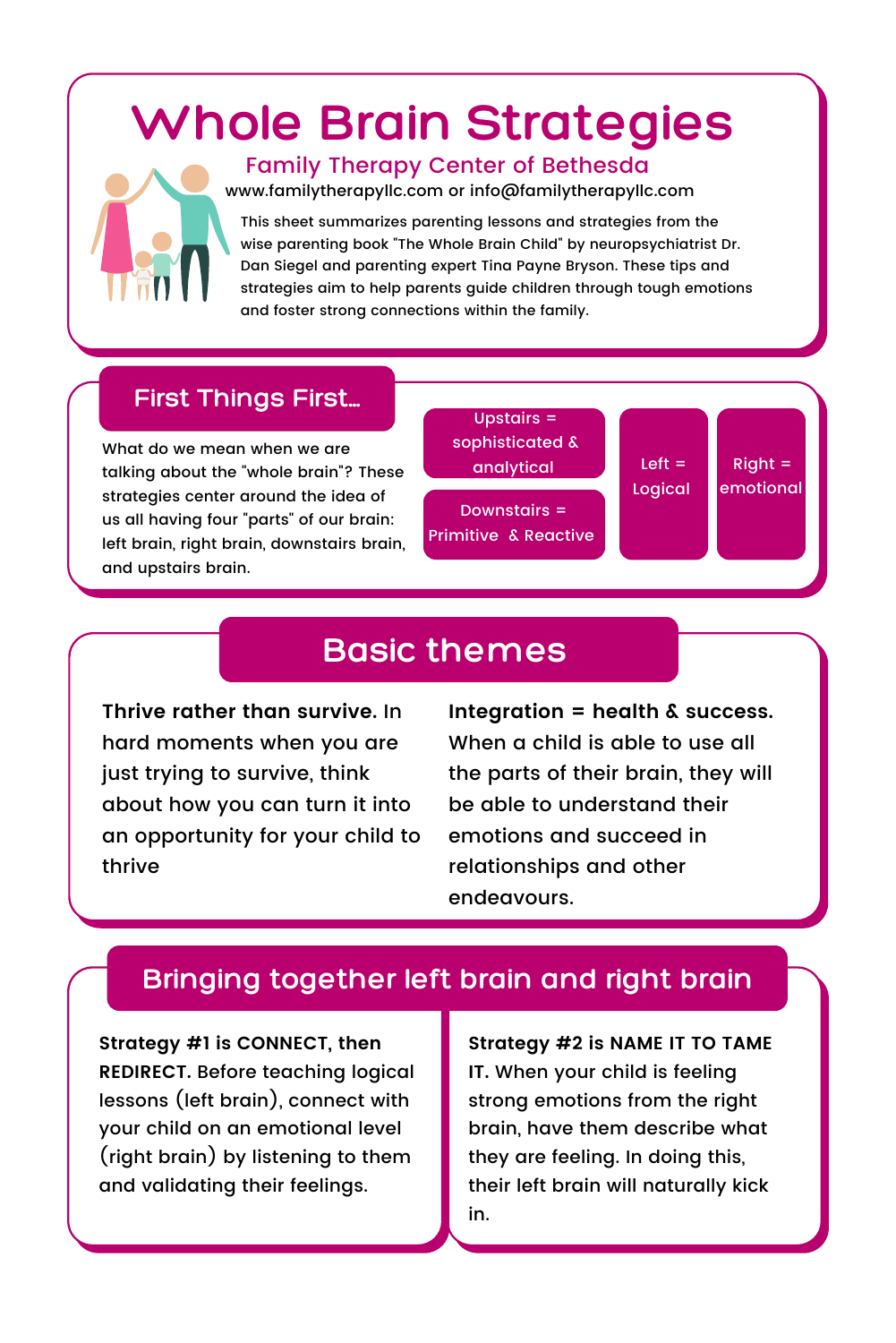# Whole Brain Strategies

## Family Therapy Center of Bethesda

www.familytherapyllc.com or info@familytherapyllc.com

This sheet summarizes parenting lessons and strategies from the wise parenting book "The Whole Brain Child" by neuropsychiatrist Dr. Dan Siegel and parenting expert Tina Payne Bryson. These tips and strategies aim to help parents guide children through tough emotions and foster strong connections within the family.

## First Things First...

What do we mean when we are talking about the "whole brain"? These strategies center around the idea of us all having four "parts" of our brain: left brain, right brain, downstairs brain, and upstairs brain.

- Upstairs = sophisticated & analytical
- Downstairs = Primitive & Reactive
- Left = Logical
- Right = emotional

## Basic themes

**Thrive rather than survive.** In hard moments when you are just trying to survive, think about how you can turn it into an opportunity for your child to thrive

**Integration = health & success.** When a child is able to use all the parts of their brain, they will be able to understand their emotions and succeed in relationships and other endeavours.

## Bringing together left brain and right brain

**Strategy #1 is CONNECT, then REDIRECT.** Before teaching logical lessons (left brain), connect with your child on an emotional level (right brain) by listening to them and validating their feelings.

**Strategy #2 is NAME IT TO TAME IT.** When your child is feeling strong emotions from the right brain, have them describe what they are feeling. In doing this, their left brain will naturally kick in.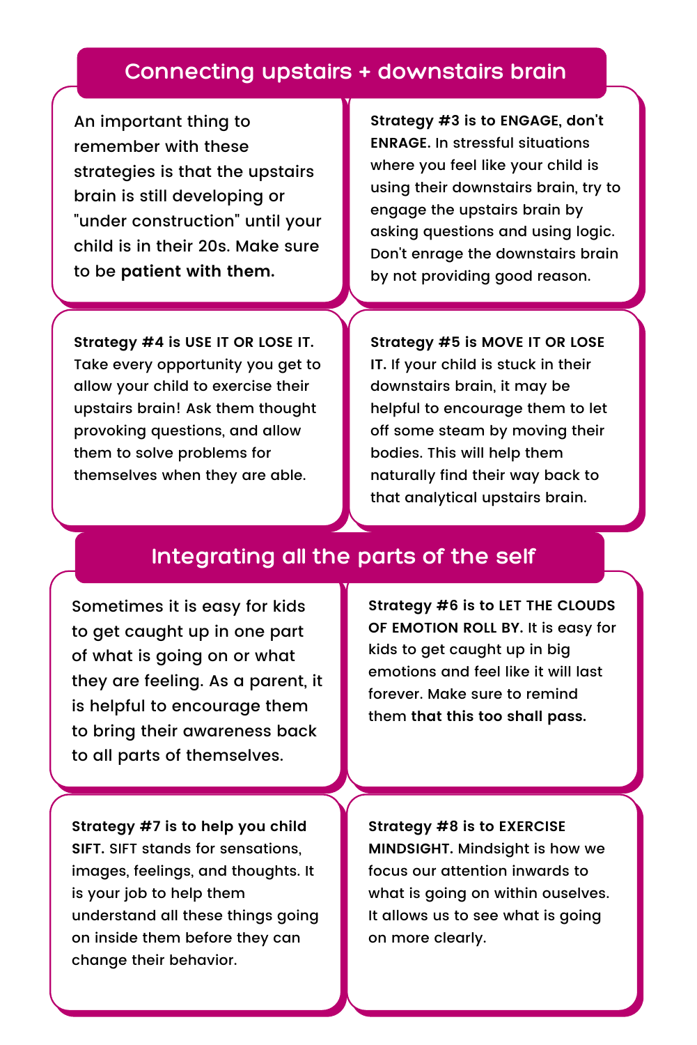## Connecting upstairs + downstairs brain

An important thing to remember with these strategies is that the upstairs brain is still developing or "under construction" until your child is in their 20s. Make sure to be **patient with them.**

**Strategy #3 is to ENGAGE, don't ENRAGE.** In stressful situations where you feel like your child is using their downstairs brain, try to engage the upstairs brain by asking questions and using logic. Don't enrage the downstairs brain by not providing good reason.

**Strategy #4 is USE IT OR LOSE IT.** Take every opportunity you get to allow your child to exercise their upstairs brain! Ask them thought provoking questions, and allow them to solve problems for themselves when they are able.

**Strategy #5 is MOVE IT OR LOSE IT.** If your child is stuck in their downstairs brain, it may be helpful to encourage them to let off some steam by moving their bodies. This will help them naturally find their way back to that analytical upstairs brain.

## Integrating all the parts of the self

Sometimes it is easy for kids to get caught up in one part of what is going on or what they are feeling. As a parent, it is helpful to encourage them to bring their awareness back to all parts of themselves.

**Strategy #6 is to LET THE CLOUDS OF EMOTION ROLL BY.** It is easy for kids to get caught up in big emotions and feel like it will last forever. Make sure to remind them **that this too shall pass.**

**Strategy #7 is to help you child SIFT.** SIFT stands for sensations, images, feelings, and thoughts. It is your job to help them understand all these things going on inside them before they can change their behavior.

**Strategy #8 is to EXERCISE MINDSIGHT.** Mindsight is how we focus our attention inwards to what is going on within ouselves. It allows us to see what is going on more clearly.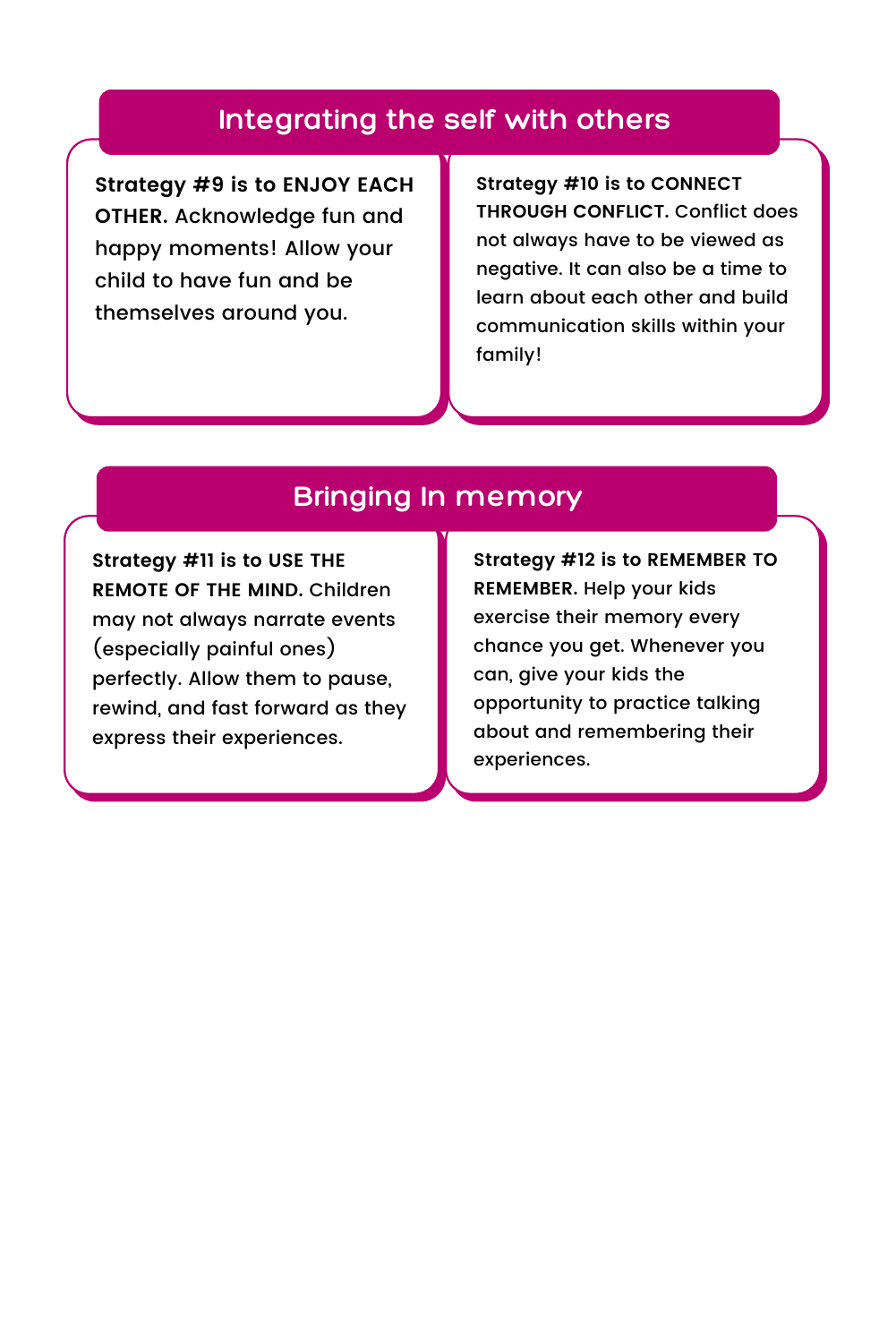## Integrating the self with others

**Strategy #9 is to ENJOY EACH OTHER.** Acknowledge fun and happy moments! Allow your child to have fun and be themselves around you.

**Strategy #10 is to CONNECT THROUGH CONFLICT.** Conflict does not always have to be viewed as negative. It can also be a time to learn about each other and build communication skills within your family!

## Bringing In memory

**Strategy #11 is to USE THE REMOTE OF THE MIND.** Children may not always narrate events (especially painful ones) perfectly. Allow them to pause, rewind, and fast forward as they express their experiences.

**Strategy #12 is to REMEMBER TO REMEMBER.** Help your kids exercise their memory every chance you get. Whenever you can, give your kids the opportunity to practice talking about and remembering their experiences.